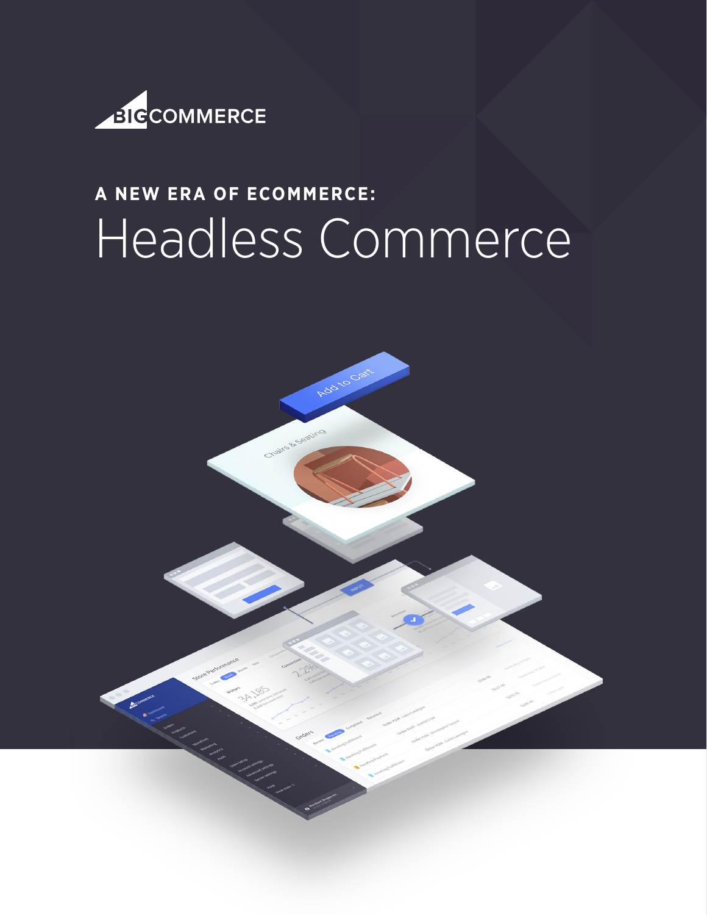BIGCOMMERCE

**A NEW ERA OF ECOMMERCE:**

# Headless Commerce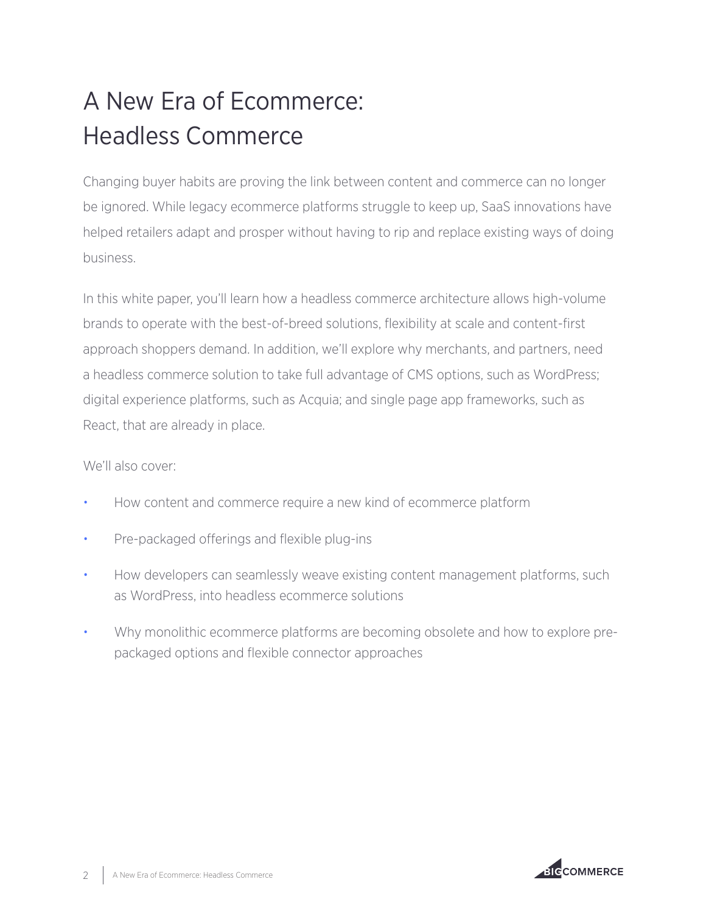# A New Era of Ecommerce: Headless Commerce

Changing buyer habits are proving the link between content and commerce can no longer be ignored. While legacy ecommerce platforms struggle to keep up, SaaS innovations have helped retailers adapt and prosper without having to rip and replace existing ways of doing business.

In this white paper, you'll learn how a headless commerce architecture allows high-volume brands to operate with the best-of-breed solutions, flexibility at scale and content-first approach shoppers demand. In addition, we'll explore why merchants, and partners, need a headless commerce solution to take full advantage of CMS options, such as WordPress; digital experience platforms, such as Acquia; and single page app frameworks, such as React, that are already in place.

We'll also cover:

- How content and commerce require a new kind of ecommerce platform
- Pre-packaged offerings and flexible plug-ins
- How developers can seamlessly weave existing content management platforms, such as WordPress, into headless ecommerce solutions
- Why monolithic ecommerce platforms are becoming obsolete and how to explore pre-packaged options and flexible connector approaches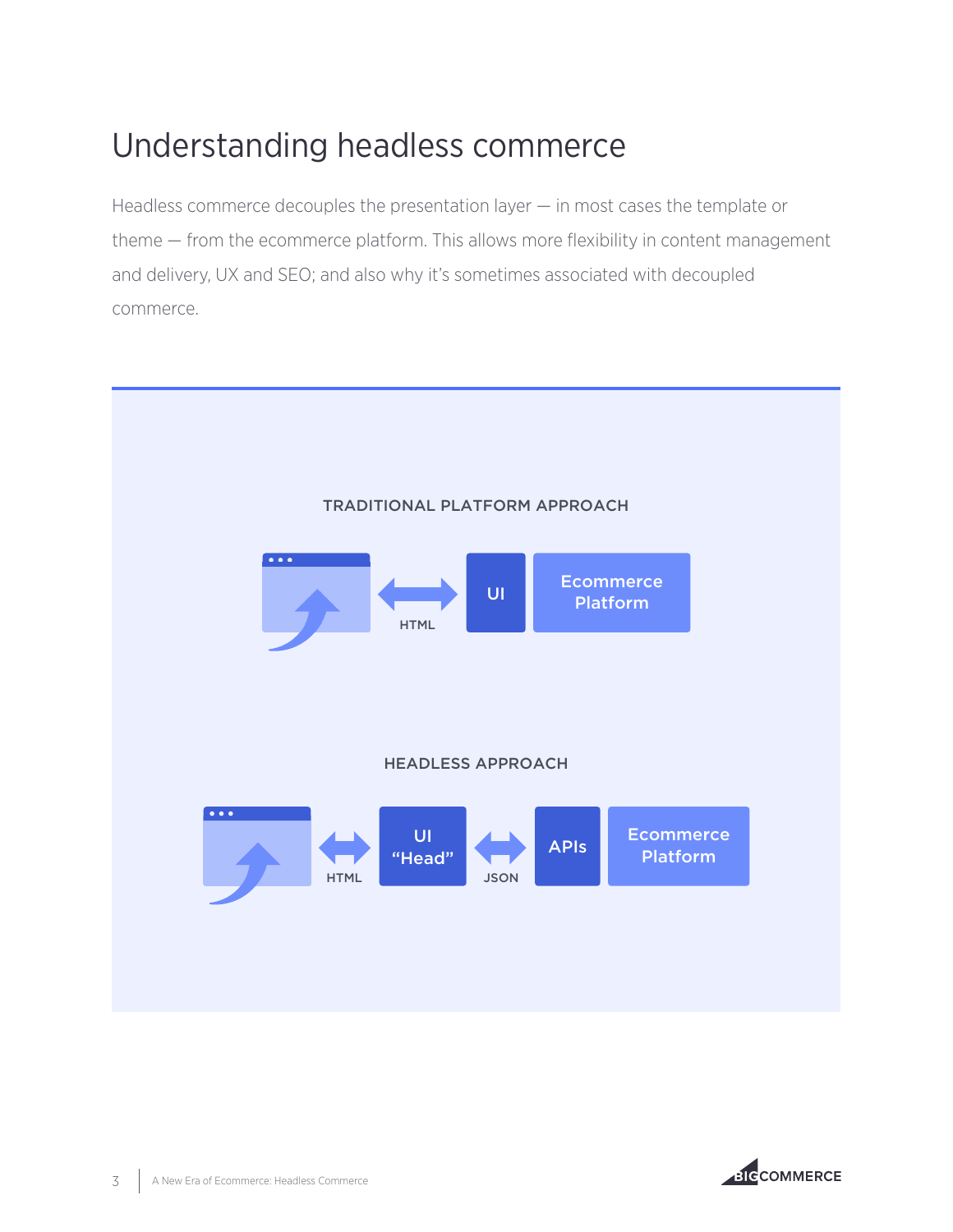# Understanding headless commerce

Headless commerce decouples the presentation layer — in most cases the template or theme — from the ecommerce platform. This allows more flexibility in content management and delivery, UX and SEO; and also why it's sometimes associated with decoupled commerce.

TRADITIONAL PLATFORM APPROACH

HTML | UI | Ecommerce Platform

HEADLESS APPROACH

HTML | UI "Head" | JSON | APIs | Ecommerce Platform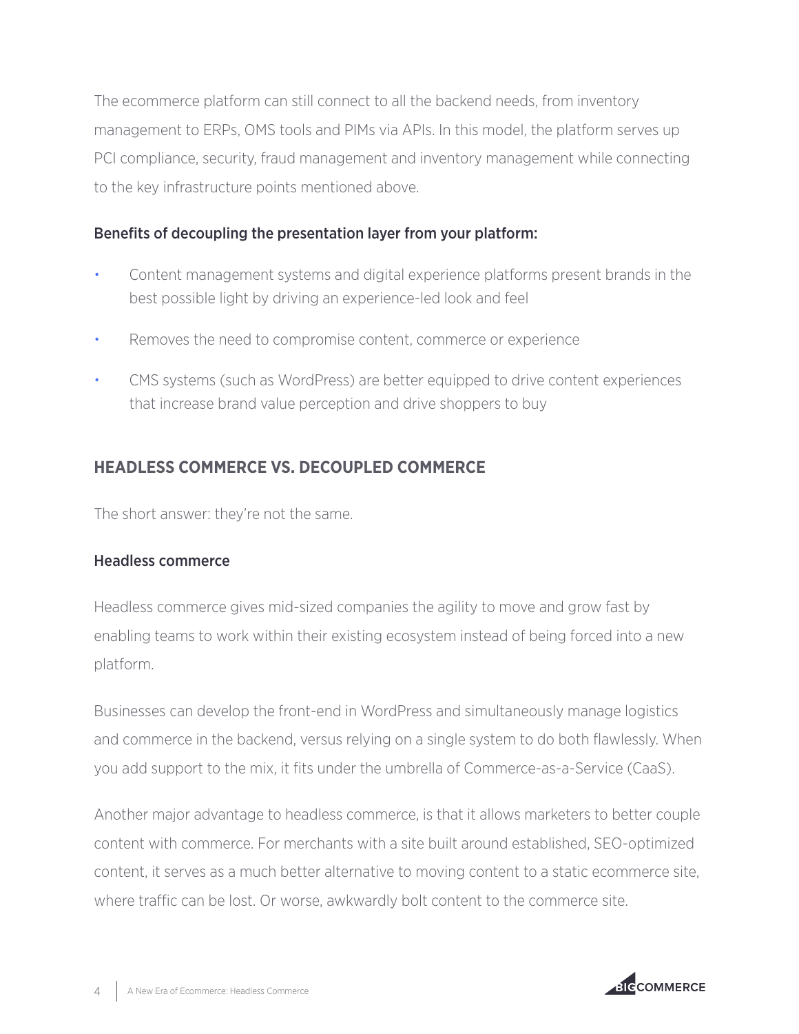The ecommerce platform can still connect to all the backend needs, from inventory management to ERPs, OMS tools and PIMs via APIs. In this model, the platform serves up PCI compliance, security, fraud management and inventory management while connecting to the key infrastructure points mentioned above.

### Benefits of decoupling the presentation layer from your platform:

- Content management systems and digital experience platforms present brands in the best possible light by driving an experience-led look and feel
- Removes the need to compromise content, commerce or experience
- CMS systems (such as WordPress) are better equipped to drive content experiences that increase brand value perception and drive shoppers to buy

## HEADLESS COMMERCE VS. DECOUPLED COMMERCE

The short answer: they're not the same.

### Headless commerce

Headless commerce gives mid-sized companies the agility to move and grow fast by enabling teams to work within their existing ecosystem instead of being forced into a new platform.

Businesses can develop the front-end in WordPress and simultaneously manage logistics and commerce in the backend, versus relying on a single system to do both flawlessly. When you add support to the mix, it fits under the umbrella of Commerce-as-a-Service (CaaS).

Another major advantage to headless commerce, is that it allows marketers to better couple content with commerce. For merchants with a site built around established, SEO-optimized content, it serves as a much better alternative to moving content to a static ecommerce site, where traffic can be lost. Or worse, awkwardly bolt content to the commerce site.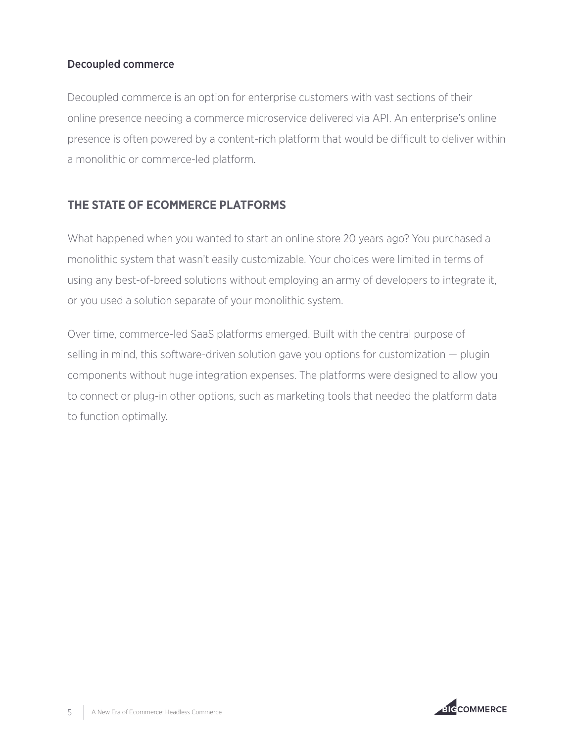### Decoupled commerce

Decoupled commerce is an option for enterprise customers with vast sections of their online presence needing a commerce microservice delivered via API. An enterprise's online presence is often powered by a content-rich platform that would be difficult to deliver within a monolithic or commerce-led platform.

## THE STATE OF ECOMMERCE PLATFORMS

What happened when you wanted to start an online store 20 years ago? You purchased a monolithic system that wasn't easily customizable. Your choices were limited in terms of using any best-of-breed solutions without employing an army of developers to integrate it, or you used a solution separate of your monolithic system.

Over time, commerce-led SaaS platforms emerged. Built with the central purpose of selling in mind, this software-driven solution gave you options for customization — plugin components without huge integration expenses. The platforms were designed to allow you to connect or plug-in other options, such as marketing tools that needed the platform data to function optimally.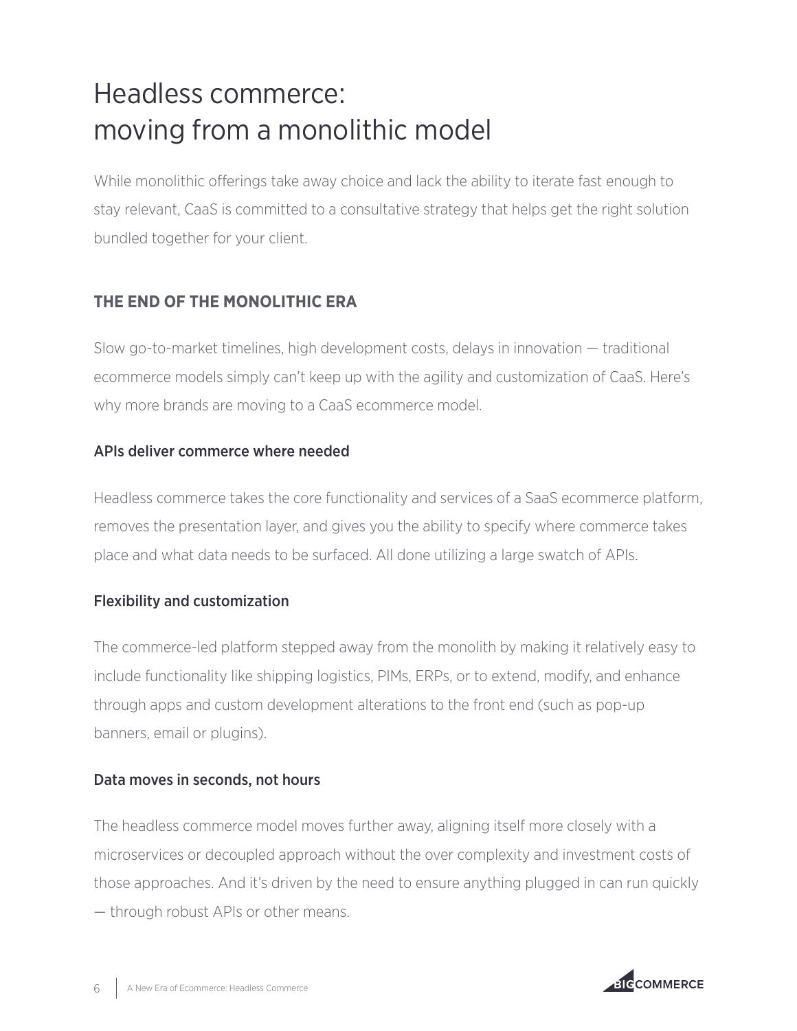# Headless commerce: moving from a monolithic model

While monolithic offerings take away choice and lack the ability to iterate fast enough to stay relevant, CaaS is committed to a consultative strategy that helps get the right solution bundled together for your client.

## THE END OF THE MONOLITHIC ERA

Slow go-to-market timelines, high development costs, delays in innovation — traditional ecommerce models simply can't keep up with the agility and customization of CaaS. Here's why more brands are moving to a CaaS ecommerce model.

### APIs deliver commerce where needed

Headless commerce takes the core functionality and services of a SaaS ecommerce platform, removes the presentation layer, and gives you the ability to specify where commerce takes place and what data needs to be surfaced. All done utilizing a large swatch of APIs.

### Flexibility and customization

The commerce-led platform stepped away from the monolith by making it relatively easy to include functionality like shipping logistics, PIMs, ERPs, or to extend, modify, and enhance through apps and custom development alterations to the front end (such as pop-up banners, email or plugins).

### Data moves in seconds, not hours

The headless commerce model moves further away, aligning itself more closely with a microservices or decoupled approach without the over complexity and investment costs of those approaches. And it's driven by the need to ensure anything plugged in can run quickly — through robust APIs or other means.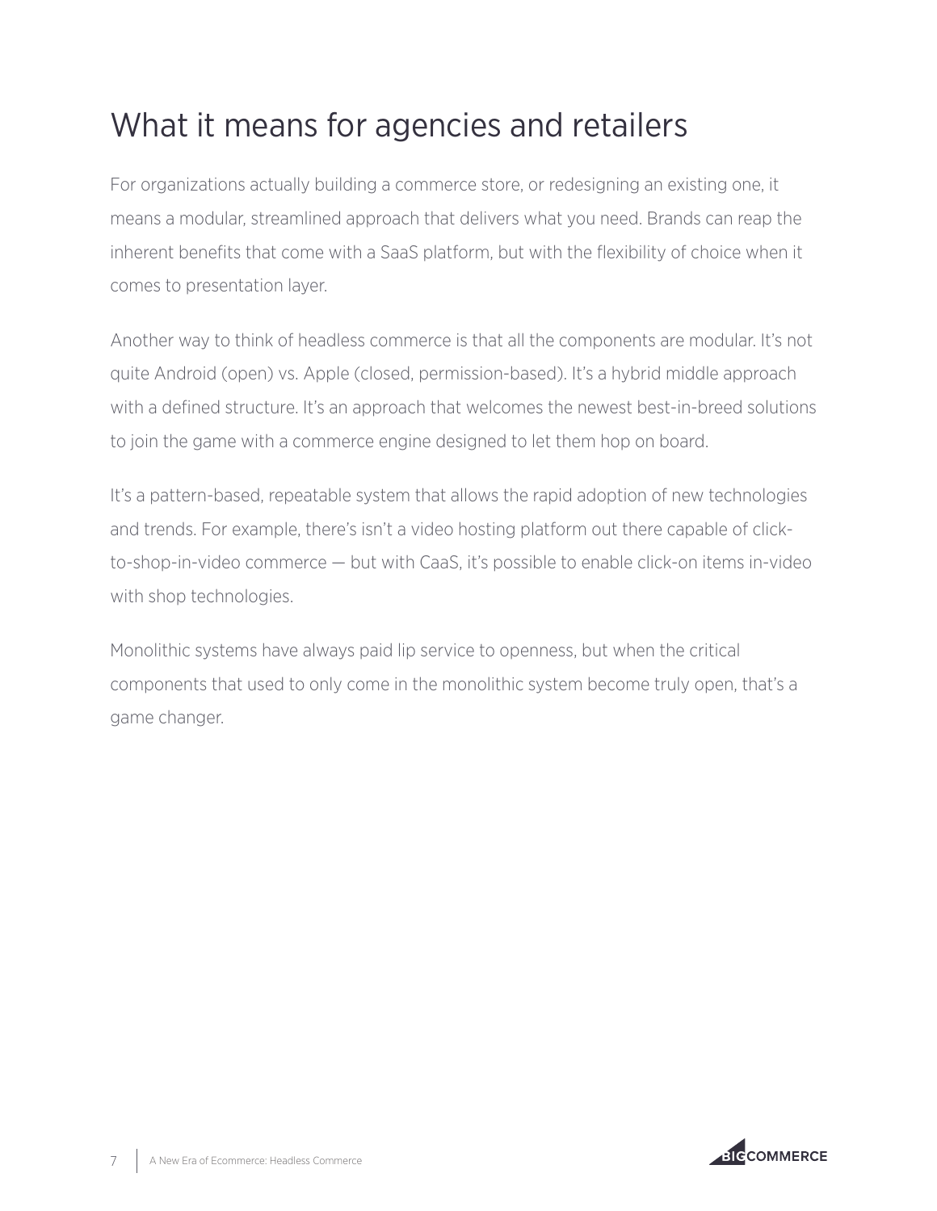# What it means for agencies and retailers

For organizations actually building a commerce store, or redesigning an existing one, it means a modular, streamlined approach that delivers what you need. Brands can reap the inherent benefits that come with a SaaS platform, but with the flexibility of choice when it comes to presentation layer.

Another way to think of headless commerce is that all the components are modular. It's not quite Android (open) vs. Apple (closed, permission-based). It's a hybrid middle approach with a defined structure. It's an approach that welcomes the newest best-in-breed solutions to join the game with a commerce engine designed to let them hop on board.

It's a pattern-based, repeatable system that allows the rapid adoption of new technologies and trends. For example, there's isn't a video hosting platform out there capable of click-to-shop-in-video commerce — but with CaaS, it's possible to enable click-on items in-video with shop technologies.

Monolithic systems have always paid lip service to openness, but when the critical components that used to only come in the monolithic system become truly open, that's a game changer.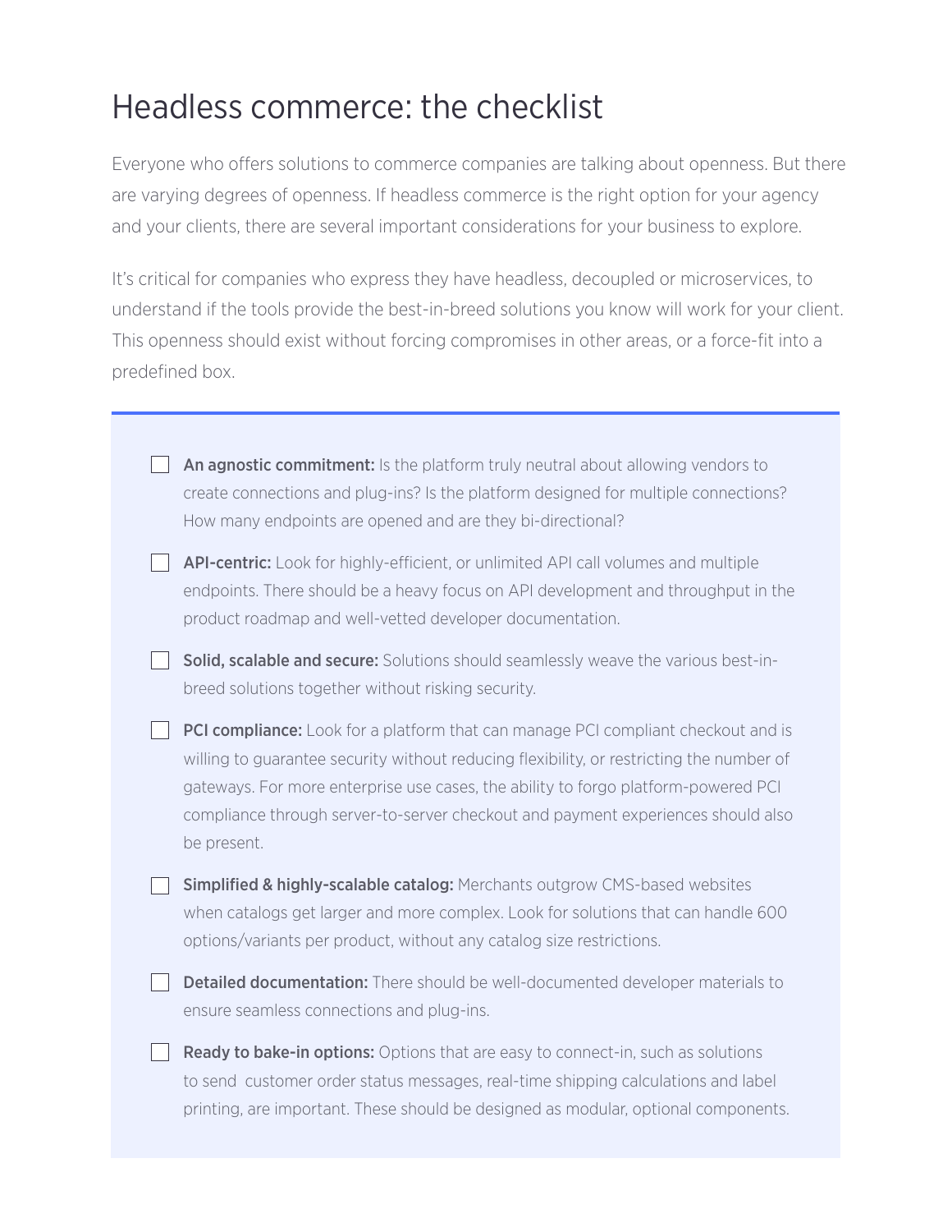# Headless commerce: the checklist

Everyone who offers solutions to commerce companies are talking about openness. But there are varying degrees of openness. If headless commerce is the right option for your agency and your clients, there are several important considerations for your business to explore.

It's critical for companies who express they have headless, decoupled or microservices, to understand if the tools provide the best-in-breed solutions you know will work for your client. This openness should exist without forcing compromises in other areas, or a force-fit into a predefined box.

- [ ] **An agnostic commitment:** Is the platform truly neutral about allowing vendors to create connections and plug-ins? Is the platform designed for multiple connections? How many endpoints are opened and are they bi-directional?
- [ ] **API-centric:** Look for highly-efficient, or unlimited API call volumes and multiple endpoints. There should be a heavy focus on API development and throughput in the product roadmap and well-vetted developer documentation.
- [ ] **Solid, scalable and secure:** Solutions should seamlessly weave the various best-in-breed solutions together without risking security.
- [ ] **PCI compliance:** Look for a platform that can manage PCI compliant checkout and is willing to guarantee security without reducing flexibility, or restricting the number of gateways. For more enterprise use cases, the ability to forgo platform-powered PCI compliance through server-to-server checkout and payment experiences should also be present.
- [ ] **Simplified & highly-scalable catalog:** Merchants outgrow CMS-based websites when catalogs get larger and more complex. Look for solutions that can handle 600 options/variants per product, without any catalog size restrictions.
- [ ] **Detailed documentation:** There should be well-documented developer materials to ensure seamless connections and plug-ins.
- [ ] **Ready to bake-in options:** Options that are easy to connect-in, such as solutions to send customer order status messages, real-time shipping calculations and label printing, are important. These should be designed as modular, optional components.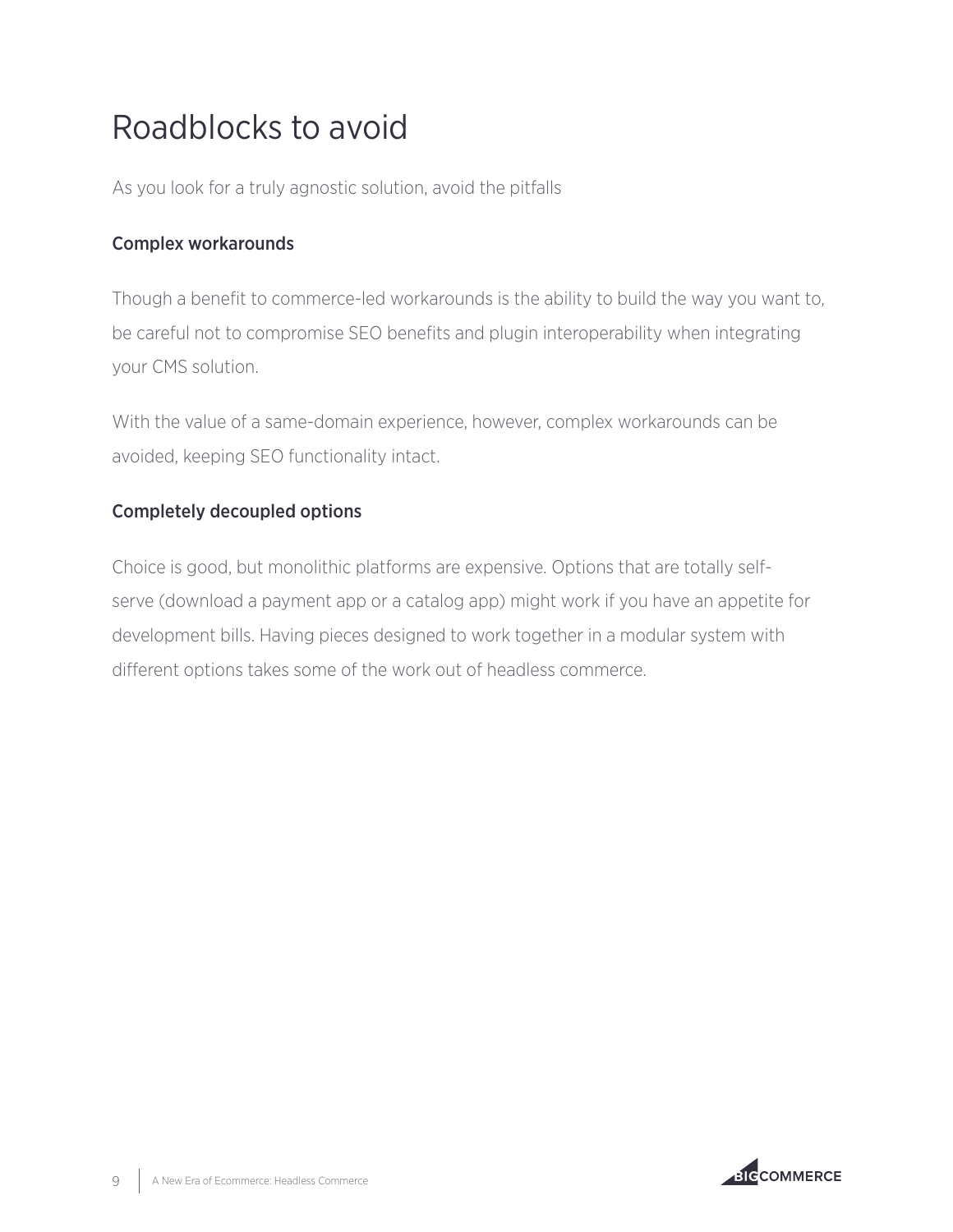# Roadblocks to avoid

As you look for a truly agnostic solution, avoid the pitfalls

### Complex workarounds

Though a benefit to commerce-led workarounds is the ability to build the way you want to, be careful not to compromise SEO benefits and plugin interoperability when integrating your CMS solution.

With the value of a same-domain experience, however, complex workarounds can be avoided, keeping SEO functionality intact.

### Completely decoupled options

Choice is good, but monolithic platforms are expensive. Options that are totally self-serve (download a payment app or a catalog app) might work if you have an appetite for development bills. Having pieces designed to work together in a modular system with different options takes some of the work out of headless commerce.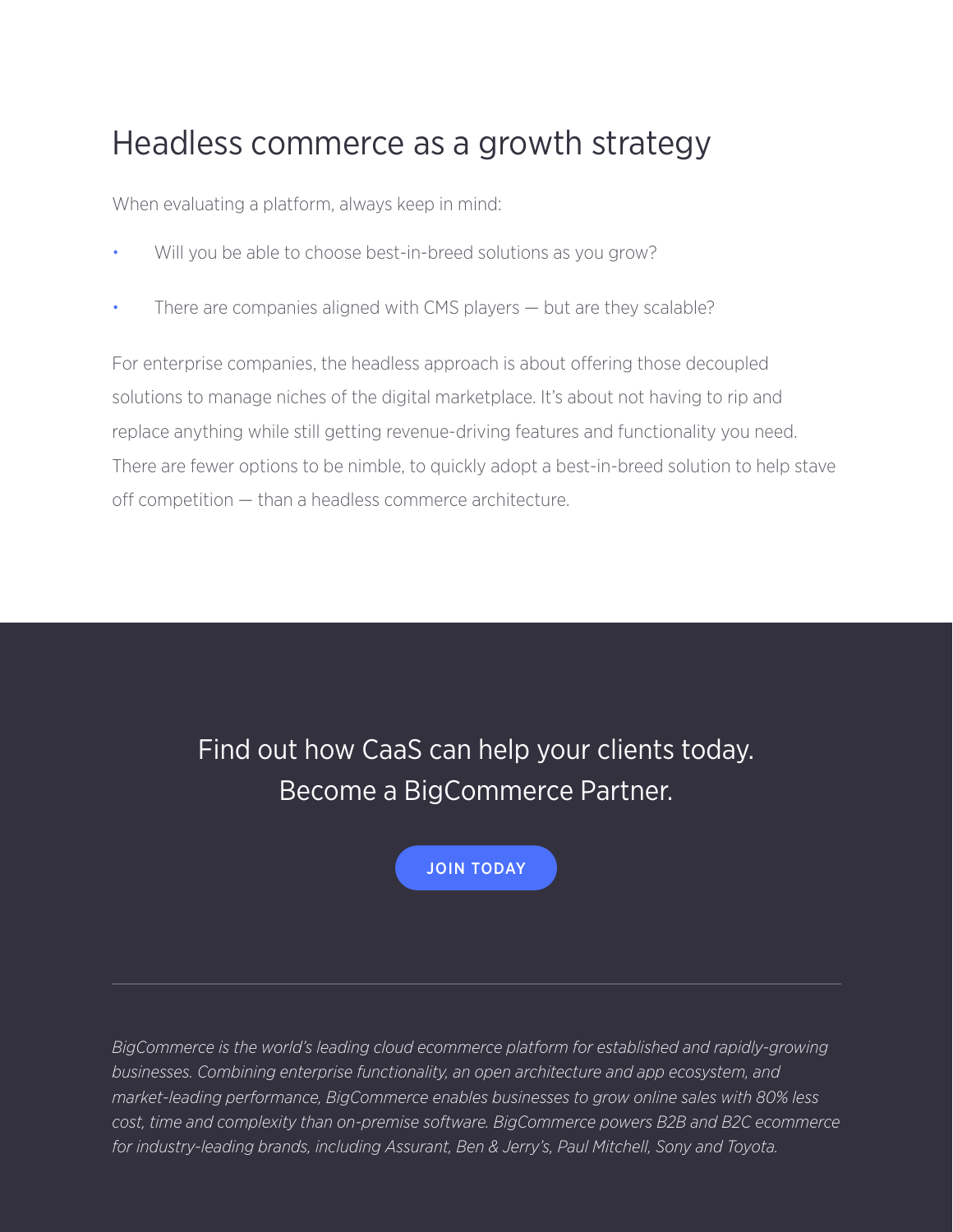## Headless commerce as a growth strategy

When evaluating a platform, always keep in mind:

- Will you be able to choose best-in-breed solutions as you grow?
- There are companies aligned with CMS players — but are they scalable?

For enterprise companies, the headless approach is about offering those decoupled solutions to manage niches of the digital marketplace. It's about not having to rip and replace anything while still getting revenue-driving features and functionality you need. There are fewer options to be nimble, to quickly adopt a best-in-breed solution to help stave off competition — than a headless commerce architecture.

Find out how CaaS can help your clients today.
Become a BigCommerce Partner.

JOIN TODAY

---

*BigCommerce is the world's leading cloud ecommerce platform for established and rapidly-growing businesses. Combining enterprise functionality, an open architecture and app ecosystem, and market-leading performance, BigCommerce enables businesses to grow online sales with 80% less cost, time and complexity than on-premise software. BigCommerce powers B2B and B2C ecommerce for industry-leading brands, including Assurant, Ben & Jerry's, Paul Mitchell, Sony and Toyota.*